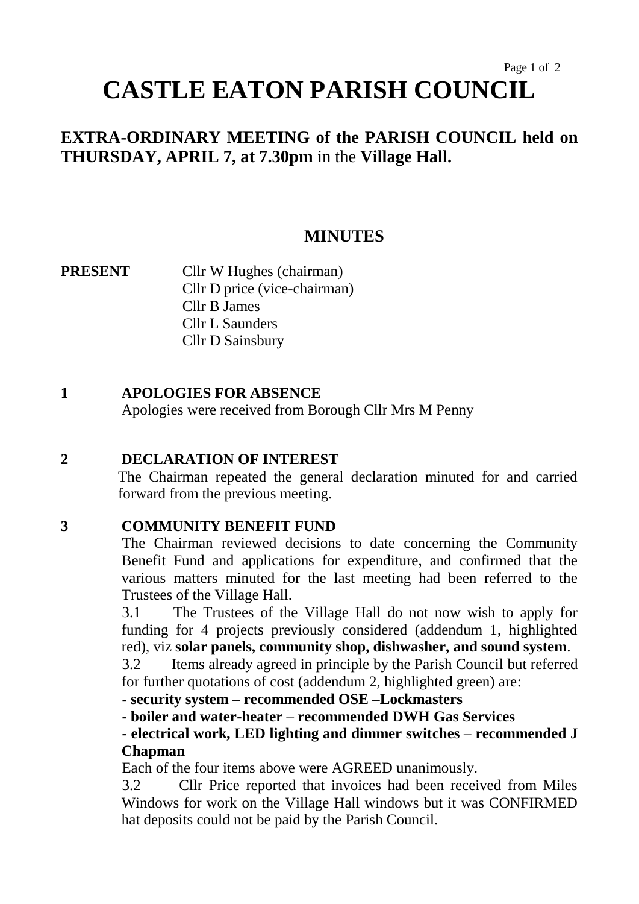# CASTLE EATON PARISH COUNCIL

## EXTRA-ORDINARY MEETING of the PARISH COUNCIL held on THURSDAY, APRIL 7, at 7.30pm in the Village Hall.

## MINUTES

**PRESENT**

Cllr W Hughes (chairman)
Cllr D price (vice-chairman)
Cllr B James
Cllr L Saunders
Cllr D Sainsbury

**1 APOLOGIES FOR ABSENCE**

Apologies were received from Borough Cllr Mrs M Penny

**2 DECLARATION OF INTEREST**

The Chairman repeated the general declaration minuted for and carried forward from the previous meeting.

**3 COMMUNITY BENEFIT FUND**

The Chairman reviewed decisions to date concerning the Community Benefit Fund and applications for expenditure, and confirmed that the various matters minuted for the last meeting had been referred to the Trustees of the Village Hall.

3.1 The Trustees of the Village Hall do not now wish to apply for funding for 4 projects previously considered (addendum 1, highlighted red), viz **solar panels, community shop, dishwasher, and sound system**.

3.2 Items already agreed in principle by the Parish Council but referred for further quotations of cost (addendum 2, highlighted green) are:

**- security system – recommended OSE –Lockmasters**

**- boiler and water-heater – recommended DWH Gas Services**

**- electrical work, LED lighting and dimmer switches – recommended J Chapman**

Each of the four items above were AGREED unanimously.

3.2 Cllr Price reported that invoices had been received from Miles Windows for work on the Village Hall windows but it was CONFIRMED hat deposits could not be paid by the Parish Council.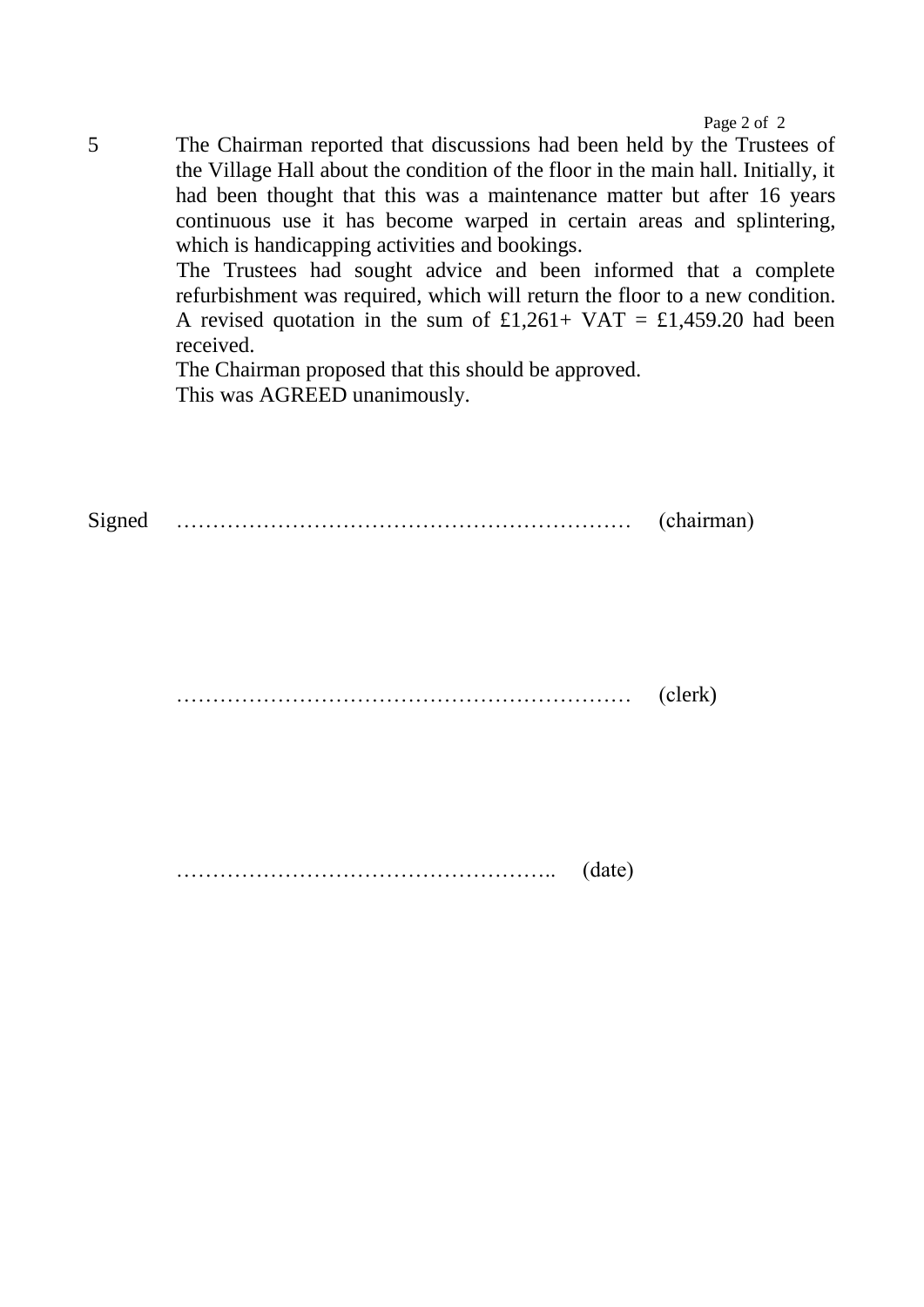5 The Chairman reported that discussions had been held by the Trustees of the Village Hall about the condition of the floor in the main hall. Initially, it had been thought that this was a maintenance matter but after 16 years continuous use it has become warped in certain areas and splintering, which is handicapping activities and bookings.

The Trustees had sought advice and been informed that a complete refurbishment was required, which will return the floor to a new condition. A revised quotation in the sum of £1,261+ VAT = £1,459.20 had been received.

The Chairman proposed that this should be approved.

This was AGREED unanimously.

Signed ……………………………………………………… (chairman)

……………………………………………………… (clerk)

…………………………………………….. (date)